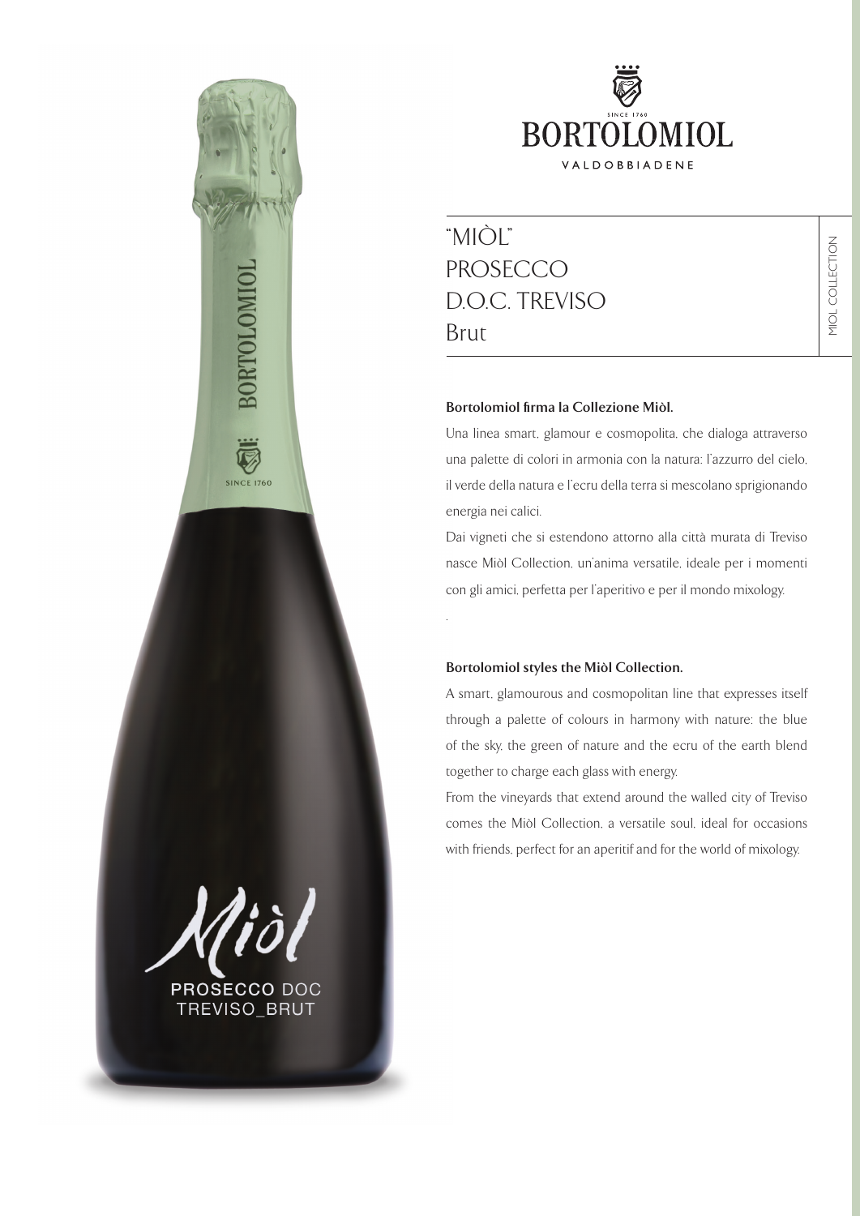BORTOLOMIOL

SINCE 1760

VALDOBBIADENE

# "MIÒL" PROSECCO D.O.C. TREVISO Brut

MIOL COLLECTION

**Bortolomiol firma la Collezione Miòl.**

Una linea smart, glamour e cosmopolita, che dialoga attraverso una palette di colori in armonia con la natura: l'azzurro del cielo, il verde della natura e l'ecru della terra si mescolano sprigionando energia nei calici.

Dai vigneti che si estendono attorno alla città murata di Treviso nasce Miòl Collection, un'anima versatile, ideale per i momenti con gli amici, perfetta per l'aperitivo e per il mondo mixology.

**Bortolomiol styles the Miòl Collection.**

A smart, glamourous and cosmopolitan line that expresses itself through a palette of colours in harmony with nature: the blue of the sky, the green of nature and the ecru of the earth blend together to charge each glass with energy.

From the vineyards that extend around the walled city of Treviso comes the Miòl Collection, a versatile soul, ideal for occasions with friends, perfect for an aperitif and for the world of mixology.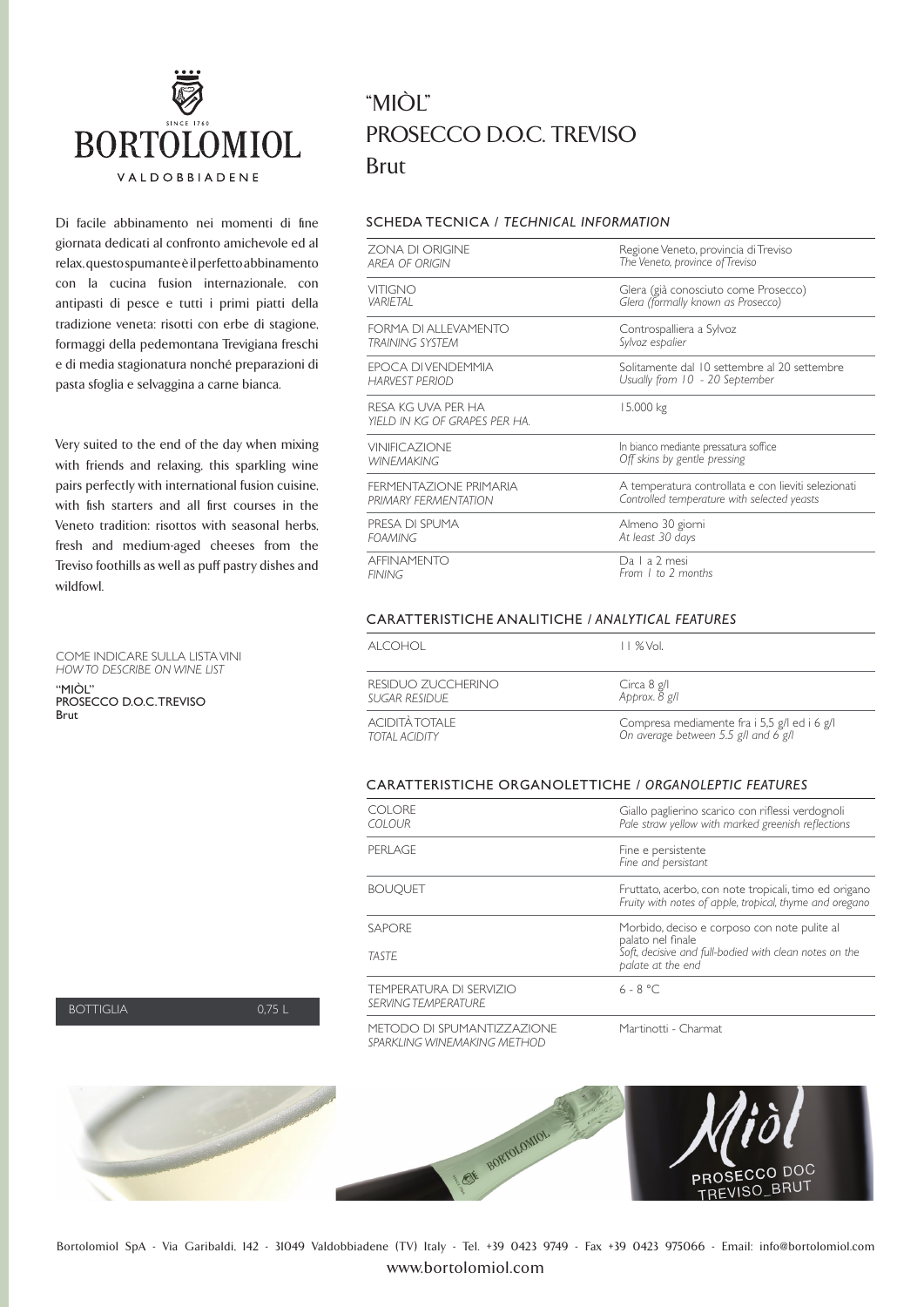BORTOLOMIOL

SINCE 1760

VALDOBBIADENE

# "MIÒL" PROSECCO D.O.C. TREVISO Brut

Di facile abbinamento nei momenti di fine giornata dedicati al confronto amichevole ed al relax, questo spumante è il perfetto abbinamento con la cucina fusion internazionale, con antipasti di pesce e tutti i primi piatti della tradizione veneta: risotti con erbe di stagione, formaggi della pedemontana Trevigiana freschi e di media stagionatura nonché preparazioni di pasta sfoglia e selvaggina a carne bianca.

Very suited to the end of the day when mixing with friends and relaxing, this sparkling wine pairs perfectly with international fusion cuisine, with fish starters and all first courses in the Veneto tradition: risottos with seasonal herbs, fresh and medium-aged cheeses from the Treviso foothills as well as puff pastry dishes and wildfowl.

COME INDICARE SULLA LISTA VINI
*HOW TO DESCRIBE ON WINE LIST*

"MIÒL"
PROSECCO D.O.C. TREVISO
Brut

| BOTTIGLIA | 0,75 L |
|---|---|

## SCHEDA TECNICA / *TECHNICAL INFORMATION*

| | |
|---|---|
| ZONA DI ORIGINE *AREA OF ORIGIN* | Regione Veneto, provincia di Treviso *The Veneto, province of Treviso* |
| VITIGNO *VARIETAL* | Glera (già conosciuto come Prosecco) *Glera (formally known as Prosecco)* |
| FORMA DI ALLEVAMENTO *TRAINING SYSTEM* | Controspalliera a Sylvoz *Sylvoz espalier* |
| EPOCA DI VENDEMMIA *HARVEST PERIOD* | Solitamente dal 10 settembre al 20 settembre *Usually from 10 - 20 September* |
| RESA KG UVA PER HA *YIELD IN KG OF GRAPES PER HA.* | 15.000 kg |
| VINIFICAZIONE *WINEMAKING* | In bianco mediante pressatura soffice *Off skins by gentle pressing* |
| FERMENTAZIONE PRIMARIA *PRIMARY FERMENTATION* | A temperatura controllata e con lieviti selezionati *Controlled temperature with selected yeasts* |
| PRESA DI SPUMA *FOAMING* | Almeno 30 giorni *At least 30 days* |
| AFFINAMENTO *FINING* | Da 1 a 2 mesi *From 1 to 2 months* |

## CARATTERISTICHE ANALITICHE / *ANALYTICAL FEATURES*

| | |
|---|---|
| ALCOHOL | 11 % Vol. |
| RESIDUO ZUCCHERINO *SUGAR RESIDUE* | Circa 8 g/l *Approx. 8 g/l* |
| ACIDITÀ TOTALE *TOTAL ACIDITY* | Compresa mediamente fra i 5,5 g/l ed i 6 g/l *On average between 5.5 g/l and 6 g/l* |

## CARATTERISTICHE ORGANOLETTICHE / *ORGANOLEPTIC FEATURES*

| | |
|---|---|
| COLORE *COLOUR* | Giallo paglierino scarico con riflessi verdognoli *Pale straw yellow with marked greenish reflections* |
| PERLAGE | Fine e persistente *Fine and persistant* |
| BOUQUET | Fruttato, acerbo, con note tropicali, timo ed origano *Fruity with notes of apple, tropical, thyme and oregano* |
| SAPORE *TASTE* | Morbido, deciso e corposo con note pulite al palato nel finale *Soft, decisive and full-bodied with clean notes on the palate at the end* |
| TEMPERATURA DI SERVIZIO *SERVING TEMPERATURE* | 6 - 8 °C |
| METODO DI SPUMANTIZZAZIONE *SPARKLING WINEMAKING METHOD* | Martinotti - Charmat |

Bortolomiol SpA - Via Garibaldi, 142 - 31049 Valdobbiadene (TV) Italy - Tel. +39 0423 9749 - Fax +39 0423 975066 - Email: info@bortolomiol.com

www.bortolomiol.com